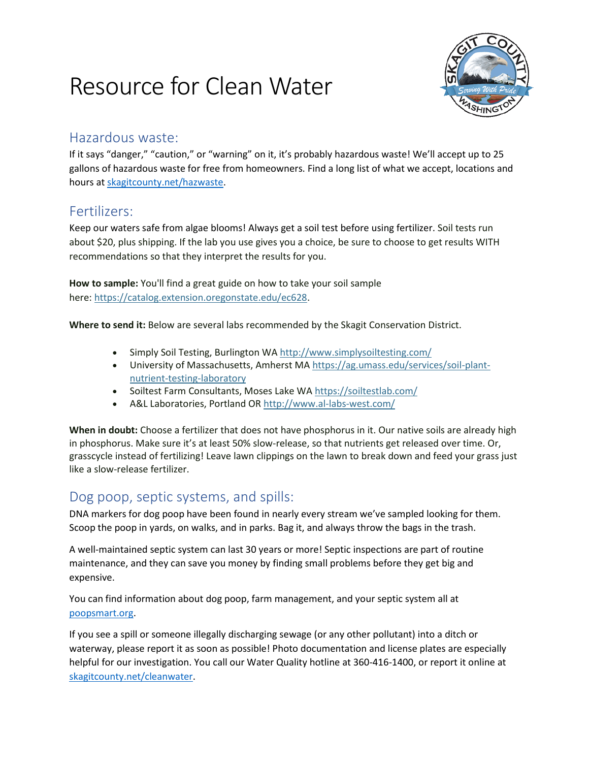# Resource for Clean Water

## Hazardous waste:

If it says "danger," "caution," or "warning" on it, it's probably hazardous waste! We'll accept up to 25 gallons of hazardous waste for free from homeowners. Find a long list of what we accept, locations and hours at [skagitcounty.net/hazwaste](skagitcounty.net/hazwaste).

## Fertilizers:

Keep our waters safe from algae blooms! Always get a soil test before using fertilizer. Soil tests run about $20, plus shipping. If the lab you use gives you a choice, be sure to choose to get results WITH recommendations so that they interpret the results for you.

**How to sample:** You'll find a great guide on how to take your soil sample here: [https://catalog.extension.oregonstate.edu/ec628](https://catalog.extension.oregonstate.edu/ec628).

**Where to send it:** Below are several labs recommended by the Skagit Conservation District.

- Simply Soil Testing, Burlington WA [http://www.simplysoiltesting.com/](http://www.simplysoiltesting.com/)
- University of Massachusetts, Amherst MA [https://ag.umass.edu/services/soil-plant-nutrient-testing-laboratory](https://ag.umass.edu/services/soil-plant-nutrient-testing-laboratory)
- Soiltest Farm Consultants, Moses Lake WA [https://soiltestlab.com/](https://soiltestlab.com/)
- A&L Laboratories, Portland OR [http://www.al-labs-west.com/](http://www.al-labs-west.com/)

**When in doubt:** Choose a fertilizer that does not have phosphorus in it. Our native soils are already high in phosphorus. Make sure it's at least 50% slow-release, so that nutrients get released over time. Or, grasscycle instead of fertilizing! Leave lawn clippings on the lawn to break down and feed your grass just like a slow-release fertilizer.

## Dog poop, septic systems, and spills:

DNA markers for dog poop have been found in nearly every stream we've sampled looking for them. Scoop the poop in yards, on walks, and in parks. Bag it, and always throw the bags in the trash.

A well-maintained septic system can last 30 years or more! Septic inspections are part of routine maintenance, and they can save you money by finding small problems before they get big and expensive.

You can find information about dog poop, farm management, and your septic system all at [poopsmart.org](poopsmart.org).

If you see a spill or someone illegally discharging sewage (or any other pollutant) into a ditch or waterway, please report it as soon as possible! Photo documentation and license plates are especially helpful for our investigation. You call our Water Quality hotline at 360-416-1400, or report it online at [skagitcounty.net/cleanwater](skagitcounty.net/cleanwater).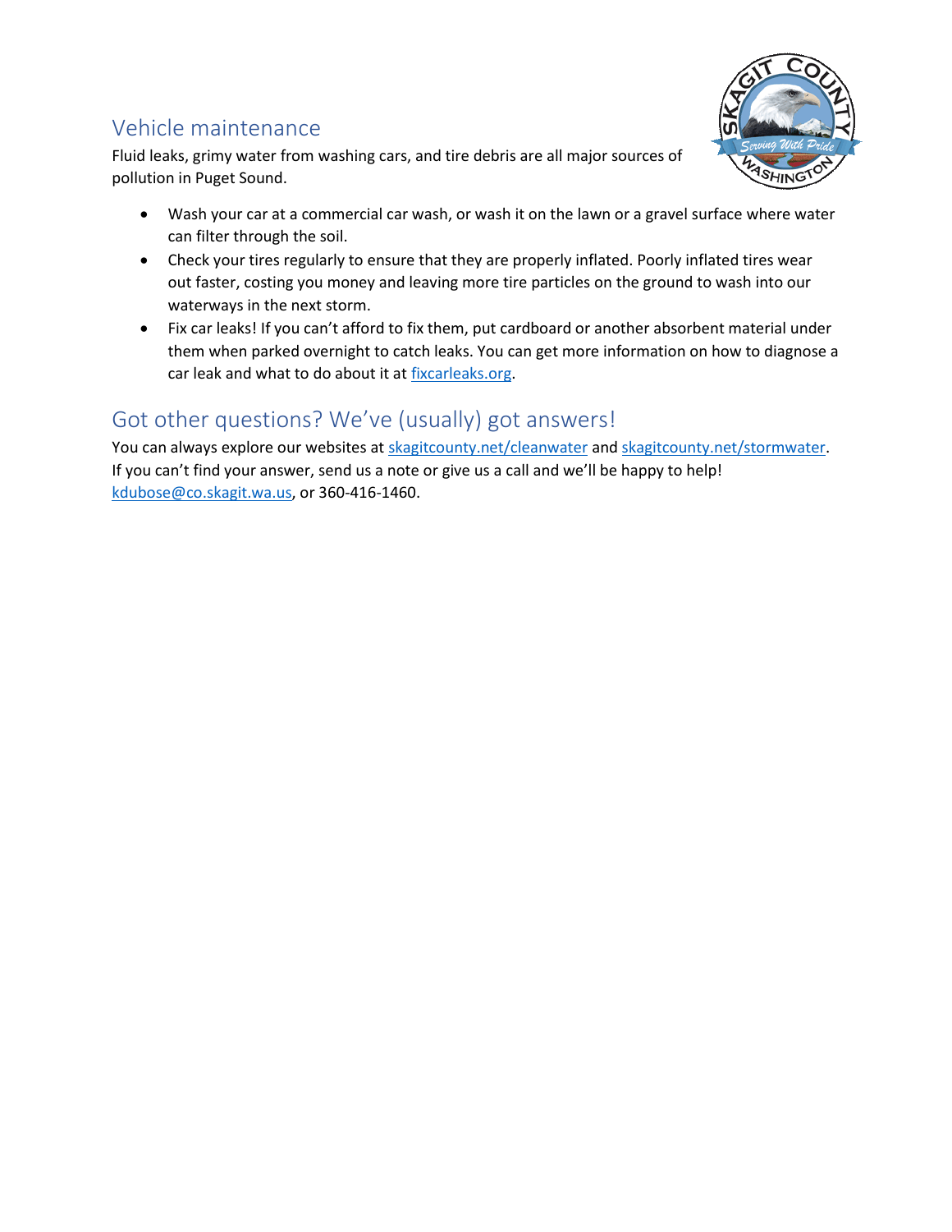## Vehicle maintenance

Fluid leaks, grimy water from washing cars, and tire debris are all major sources of pollution in Puget Sound.

- Wash your car at a commercial car wash, or wash it on the lawn or a gravel surface where water can filter through the soil.
- Check your tires regularly to ensure that they are properly inflated. Poorly inflated tires wear out faster, costing you money and leaving more tire particles on the ground to wash into our waterways in the next storm.
- Fix car leaks! If you can't afford to fix them, put cardboard or another absorbent material under them when parked overnight to catch leaks. You can get more information on how to diagnose a car leak and what to do about it at [fixcarleaks.org](fixcarleaks.org).

## Got other questions? We've (usually) got answers!

You can always explore our websites at [skagitcounty.net/cleanwater](skagitcounty.net/cleanwater) and [skagitcounty.net/stormwater](skagitcounty.net/stormwater). If you can't find your answer, send us a note or give us a call and we'll be happy to help! [kdubose@co.skagit.wa.us](mailto:kdubose@co.skagit.wa.us), or 360-416-1460.